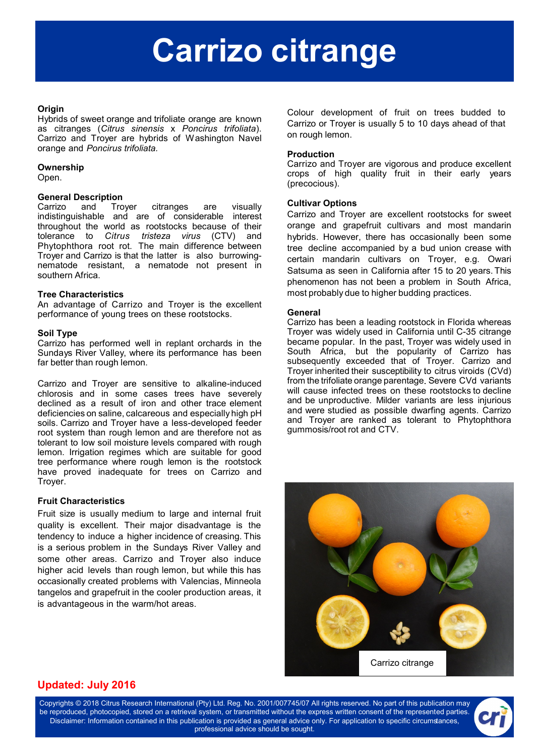# Carrizo citrange

## Origin

Hybrids of sweet orange and trifoliate orange are known as citranges (*Citrus sinensis* x *Poncirus trifoliata*). Carrizo and Troyer are hybrids of Washington Navel orange and *Poncirus trifoliata.*

## Ownership

Open.

## General Description

Carrizo and Troyer citranges are visually indistinguishable and are of considerable interest throughout the world as rootstocks because of their tolerance to *Citrus tristeza virus* (CTV) and Phytophthora root rot. The main difference between Troyer and Carrizo is that the latter is also burrowing-nematode resistant, a nematode not present in southern Africa.

## Tree Characteristics

An advantage of Carrizo and Troyer is the excellent performance of young trees on these rootstocks.

## Soil Type

Carrizo has performed well in replant orchards in the Sundays River Valley, where its performance has been far better than rough lemon.

Carrizo and Troyer are sensitive to alkaline-induced chlorosis and in some cases trees have severely declined as a result of iron and other trace element deficiencies on saline, calcareous and especially high pH soils. Carrizo and Troyer have a less-developed feeder root system than rough lemon and are therefore not as tolerant to low soil moisture levels compared with rough lemon. Irrigation regimes which are suitable for good tree performance where rough lemon is the rootstock have proved inadequate for trees on Carrizo and Troyer.

## Fruit Characteristics

Fruit size is usually medium to large and internal fruit quality is excellent. Their major disadvantage is the tendency to induce a higher incidence of creasing. This is a serious problem in the Sundays River Valley and some other areas. Carrizo and Troyer also induce higher acid levels than rough lemon, but while this has occasionally created problems with Valencias, Minneola tangelos and grapefruit in the cooler production areas, it is advantageous in the warm/hot areas.

Colour development of fruit on trees budded to Carrizo or Troyer is usually 5 to 10 days ahead of that on rough lemon.

## Production

Carrizo and Troyer are vigorous and produce excellent crops of high quality fruit in their early years (precocious).

## Cultivar Options

Carrizo and Troyer are excellent rootstocks for sweet orange and grapefruit cultivars and most mandarin hybrids. However, there has occasionally been some tree decline accompanied by a bud union crease with certain mandarin cultivars on Troyer, e.g. Owari Satsuma as seen in California after 15 to 20 years. This phenomenon has not been a problem in South Africa, most probably due to higher budding practices.

## General

Carrizo has been a leading rootstock in Florida whereas Troyer was widely used in California until C-35 citrange became popular. In the past, Troyer was widely used in South Africa, but the popularity of Carrizo has subsequently exceeded that of Troyer. Carrizo and Troyer inherited their susceptibility to citrus viroids (CVd) from the trifoliate orange parentage. Severe CVd variants will cause infected trees on these rootstocks to decline and be unproductive. Milder variants are less injurious and were studied as possible dwarfing agents. Carrizo and Troyer are ranked as tolerant to Phytophthora gummosis/root rot and CTV.

Carrizo citrange

**Updated: July 2016**

Copyrights © 2018 Citrus Research International (Pty) Ltd. Reg. No. 2001/007745/07 All rights reserved. No part of this publication may be reproduced, photocopied, stored on a retrieval system, or transmitted without the express written consent of the represented parties. Disclaimer: Information contained in this publication is provided as general advice only. For application to specific circumstances, professional advice should be sought.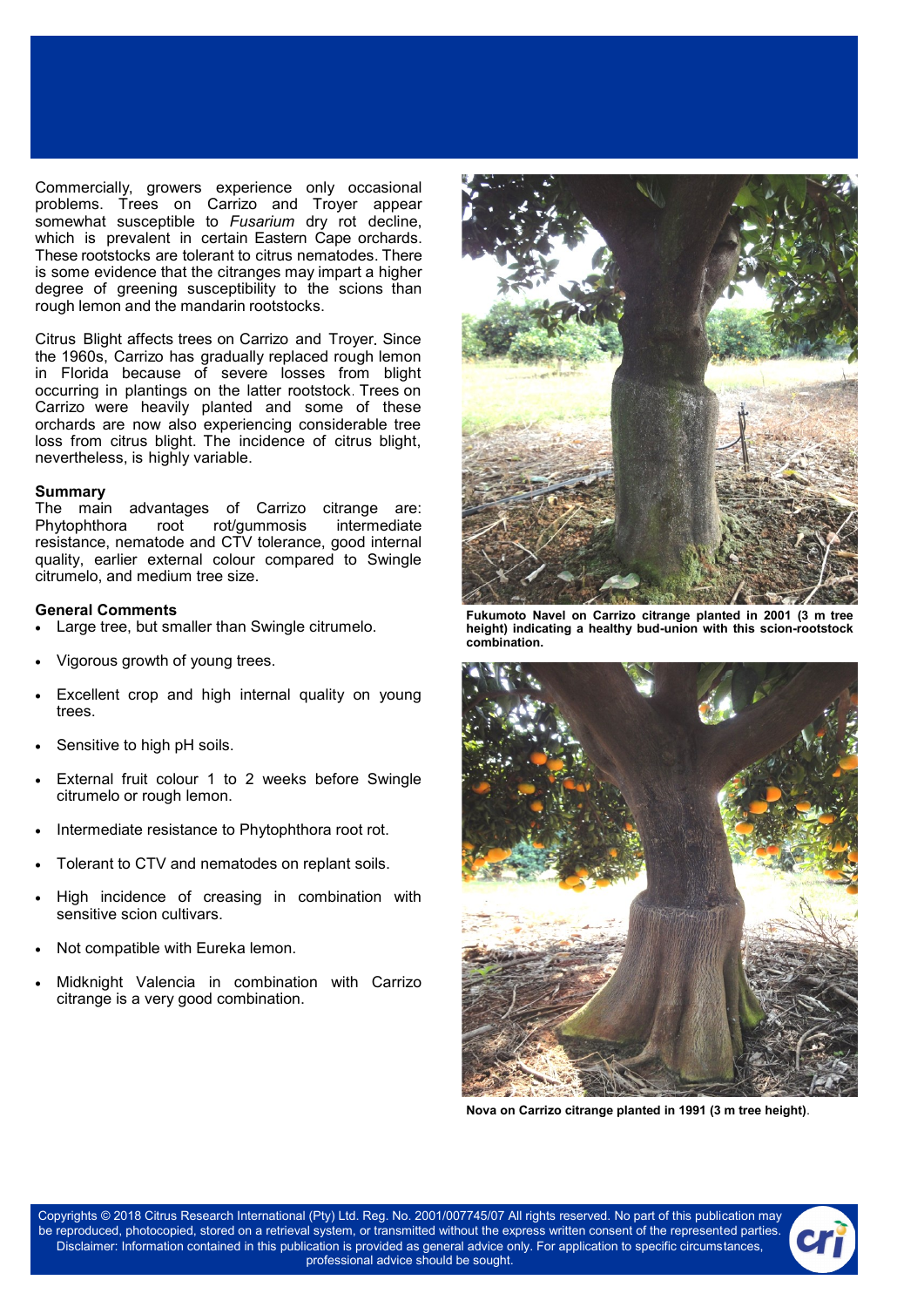Commercially, growers experience only occasional problems. Trees on Carrizo and Troyer appear somewhat susceptible to *Fusarium* dry rot decline, which is prevalent in certain Eastern Cape orchards. These rootstocks are tolerant to citrus nematodes. There is some evidence that the citranges may impart a higher degree of greening susceptibility to the scions than rough lemon and the mandarin rootstocks.

Citrus Blight affects trees on Carrizo and Troyer. Since the 1960s, Carrizo has gradually replaced rough lemon in Florida because of severe losses from blight occurring in plantings on the latter rootstock. Trees on Carrizo were heavily planted and some of these orchards are now also experiencing considerable tree loss from citrus blight. The incidence of citrus blight, nevertheless, is highly variable.

**Summary**

The main advantages of Carrizo citrange are: Phytophthora root rot/gummosis intermediate resistance, nematode and CTV tolerance, good internal quality, earlier external colour compared to Swingle citrumelo, and medium tree size.

**General Comments**

- Large tree, but smaller than Swingle citrumelo.
- Vigorous growth of young trees.
- Excellent crop and high internal quality on young trees.
- Sensitive to high pH soils.
- External fruit colour 1 to 2 weeks before Swingle citrumelo or rough lemon.
- Intermediate resistance to Phytophthora root rot.
- Tolerant to CTV and nematodes on replant soils.
- High incidence of creasing in combination with sensitive scion cultivars.
- Not compatible with Eureka lemon.
- Midknight Valencia in combination with Carrizo citrange is a very good combination.

**Fukumoto Navel on Carrizo citrange planted in 2001 (3 m tree height) indicating a healthy bud-union with this scion-rootstock combination.**

**Nova on Carrizo citrange planted in 1991 (3 m tree height)**.

Copyrights © 2018 Citrus Research International (Pty) Ltd. Reg. No. 2001/007745/07 All rights reserved. No part of this publication may be reproduced, photocopied, stored on a retrieval system, or transmitted without the express written consent of the represented parties. Disclaimer: Information contained in this publication is provided as general advice only. For application to specific circumstances, professional advice should be sought.